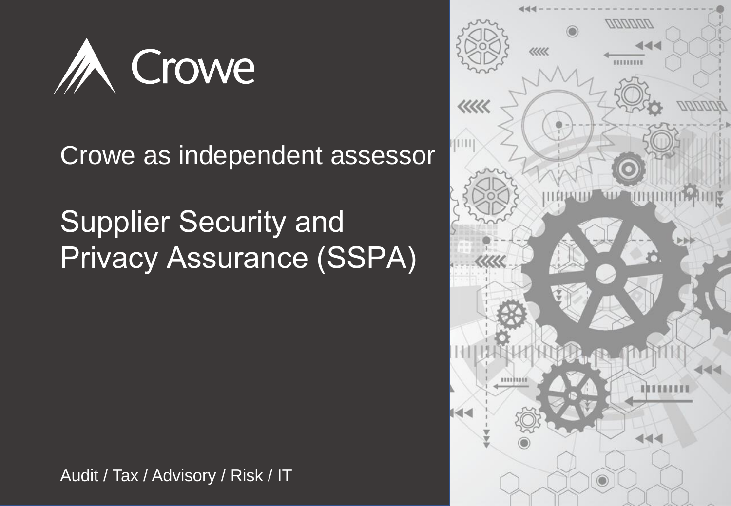Crowe

Crowe as independent assessor

# Supplier Security and Privacy Assurance (SSPA)

Audit / Tax / Advisory / Risk / IT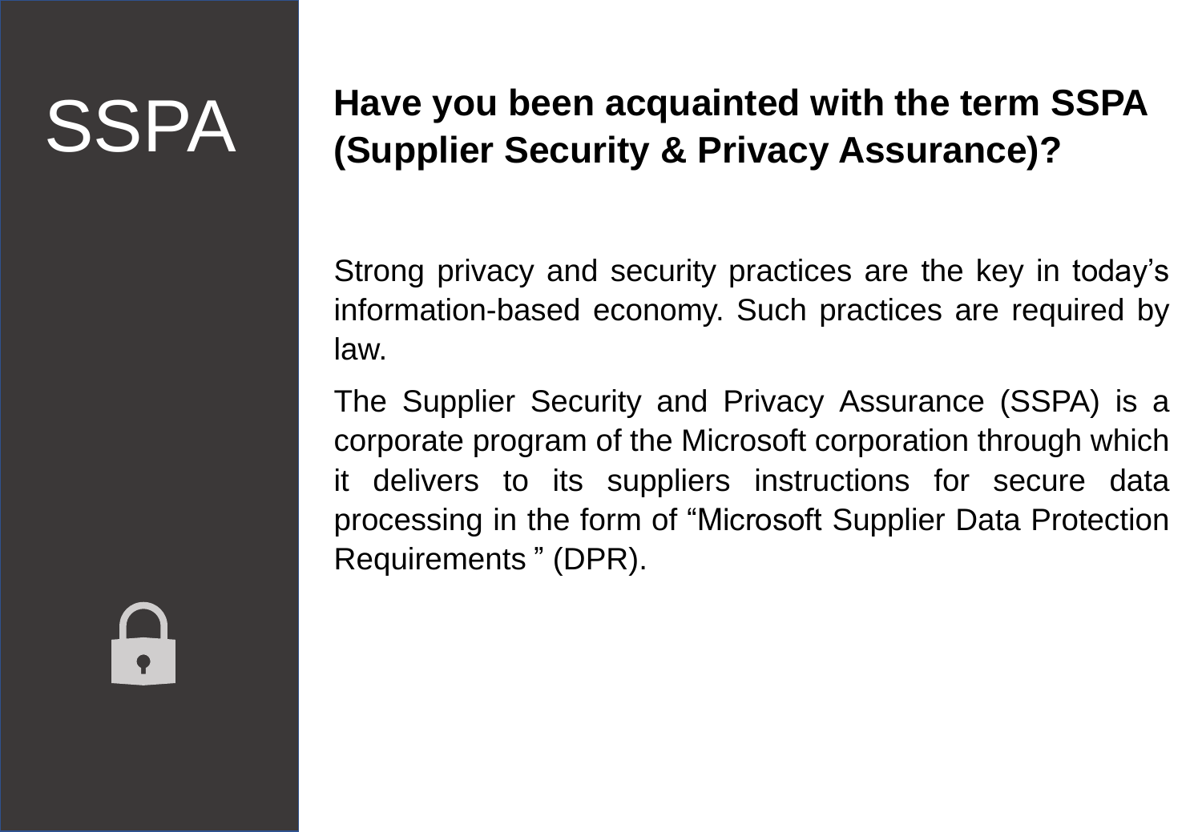# SSPA

**Have you been acquainted with the term SSPA (Supplier Security & Privacy Assurance)?**

Strong privacy and security practices are the key in today's information-based economy. Such practices are required by law.

The Supplier Security and Privacy Assurance (SSPA) is a corporate program of the Microsoft corporation through which it delivers to its suppliers instructions for secure data processing in the form of "Microsoft Supplier Data Protection Requirements " (DPR).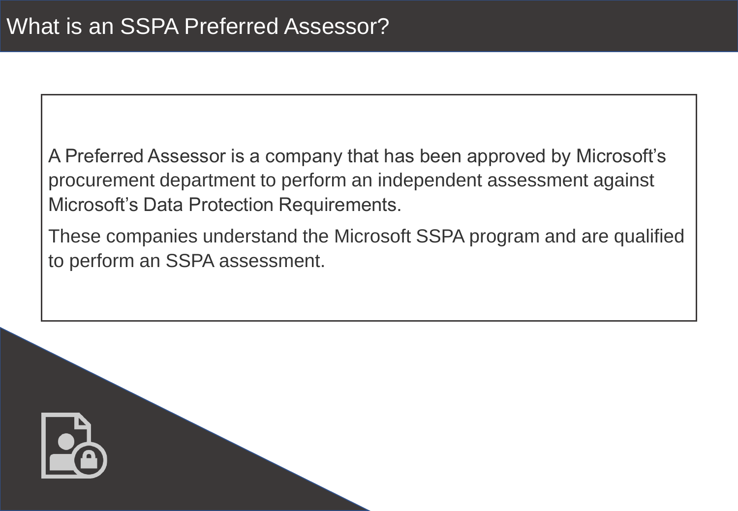# What is an SSPA Preferred Assessor?

A Preferred Assessor is a company that has been approved by Microsoft’s procurement department to perform an independent assessment against Microsoft’s Data Protection Requirements.

These companies understand the Microsoft SSPA program and are qualified to perform an SSPA assessment.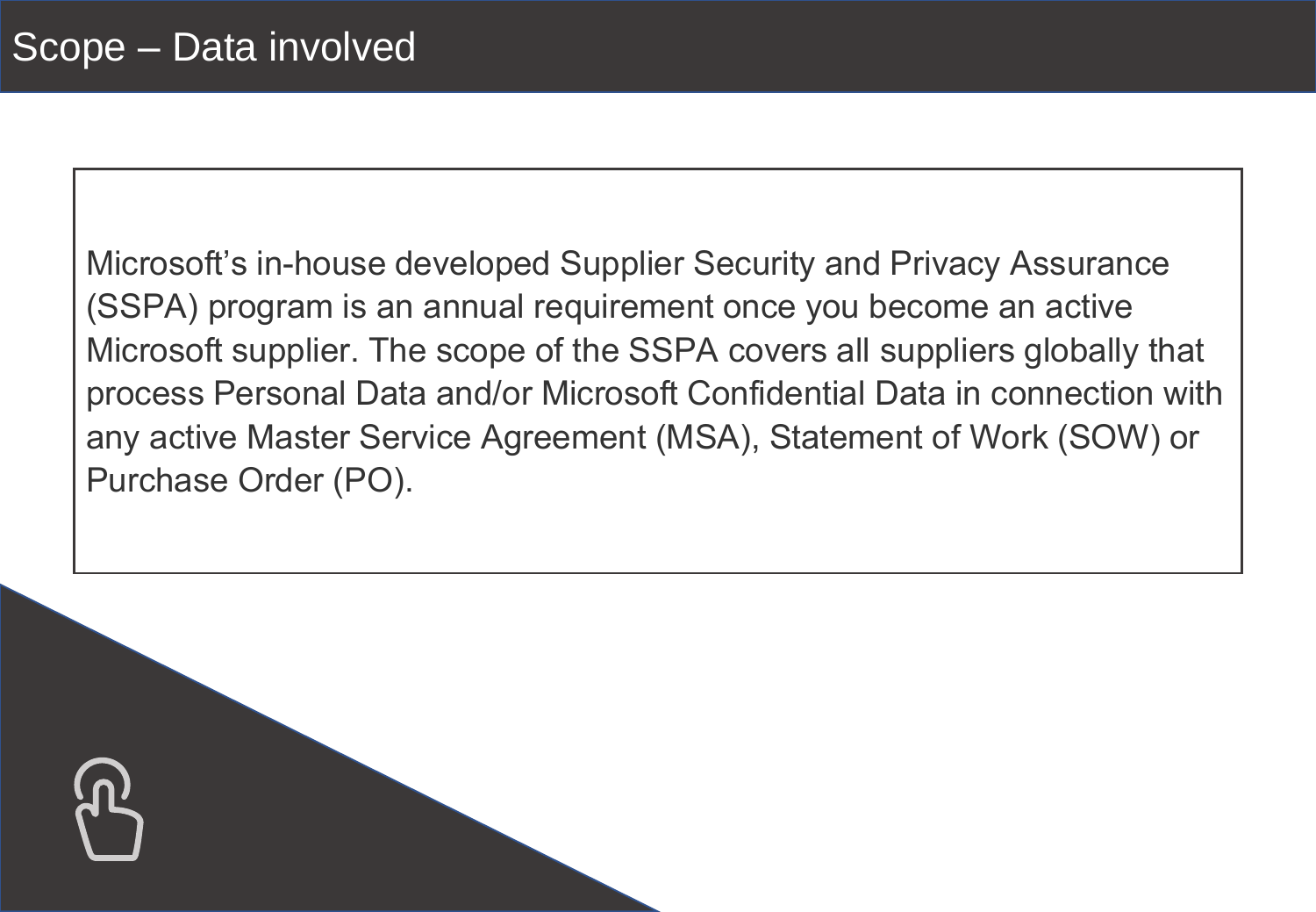# Scope – Data involved

Microsoft's in-house developed Supplier Security and Privacy Assurance (SSPA) program is an annual requirement once you become an active Microsoft supplier. The scope of the SSPA covers all suppliers globally that process Personal Data and/or Microsoft Confidential Data in connection with any active Master Service Agreement (MSA), Statement of Work (SOW) or Purchase Order (PO).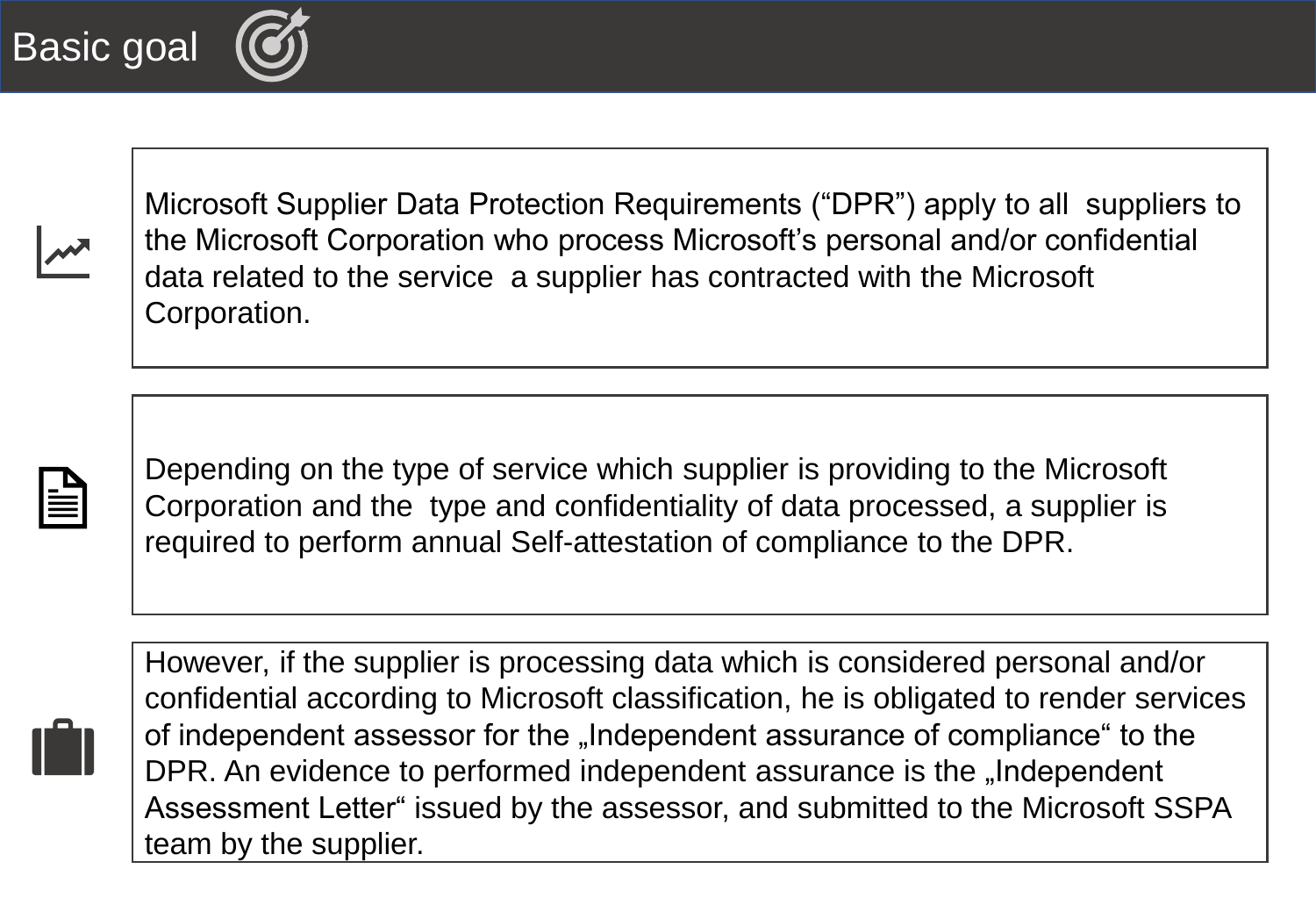# Basic goal

Microsoft Supplier Data Protection Requirements (“DPR”) apply to all suppliers to the Microsoft Corporation who process Microsoft’s personal and/or confidential data related to the service a supplier has contracted with the Microsoft Corporation.

Depending on the type of service which supplier is providing to the Microsoft Corporation and the type and confidentiality of data processed, a supplier is required to perform annual Self-attestation of compliance to the DPR.

However, if the supplier is processing data which is considered personal and/or confidential according to Microsoft classification, he is obligated to render services of independent assessor for the „Independent assurance of compliance“ to the DPR. An evidence to performed independent assurance is the „Independent Assessment Letter“ issued by the assessor, and submitted to the Microsoft SSPA team by the supplier.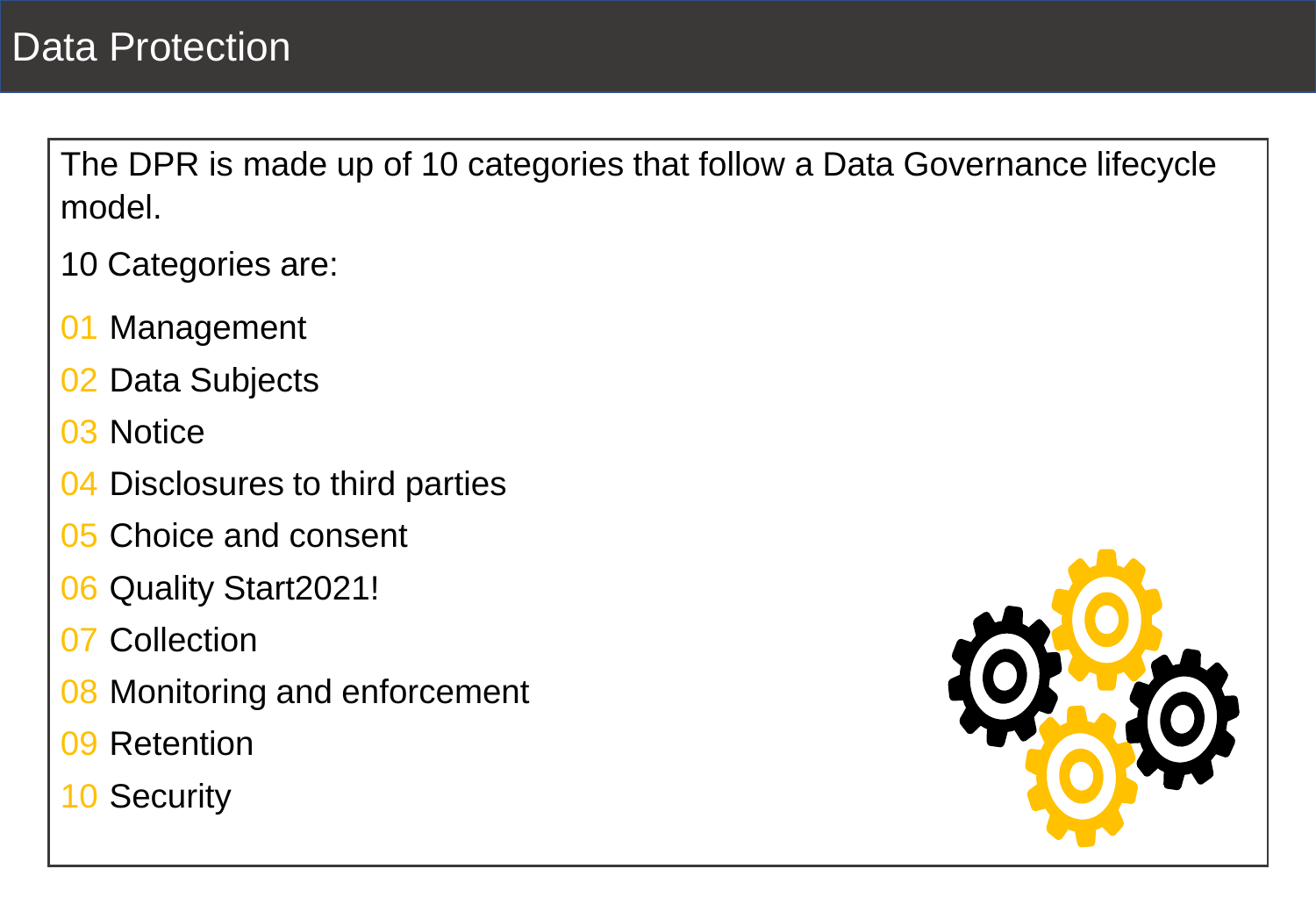# Data Protection

The DPR is made up of 10 categories that follow a Data Governance lifecycle model.

10 Categories are:

01 Management

02 Data Subjects

03 Notice

04 Disclosures to third parties

05 Choice and consent

06 Quality Start2021!

07 Collection

08 Monitoring and enforcement

09 Retention

10 Security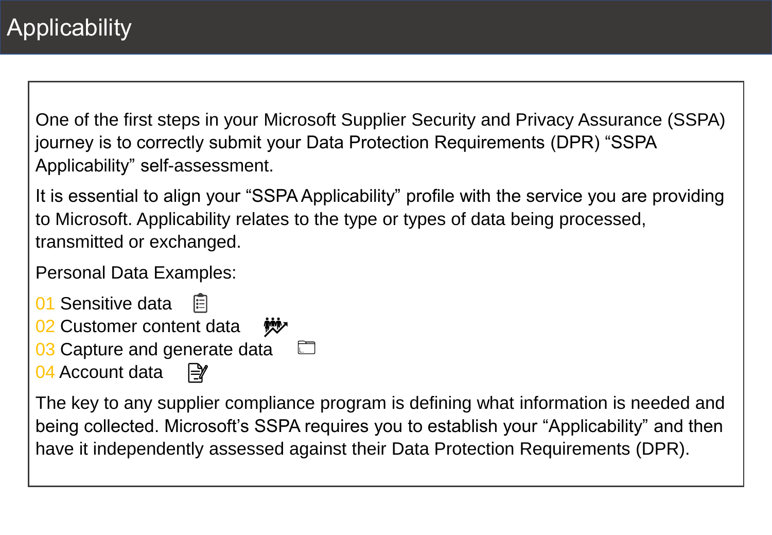# Applicability

One of the first steps in your Microsoft Supplier Security and Privacy Assurance (SSPA) journey is to correctly submit your Data Protection Requirements (DPR) "SSPA Applicability" self-assessment.

It is essential to align your "SSPA Applicability" profile with the service you are providing to Microsoft. Applicability relates to the type or types of data being processed, transmitted or exchanged.

Personal Data Examples:

01 Sensitive data
02 Customer content data
03 Capture and generate data
04 Account data

The key to any supplier compliance program is defining what information is needed and being collected. Microsoft's SSPA requires you to establish your "Applicability" and then have it independently assessed against their Data Protection Requirements (DPR).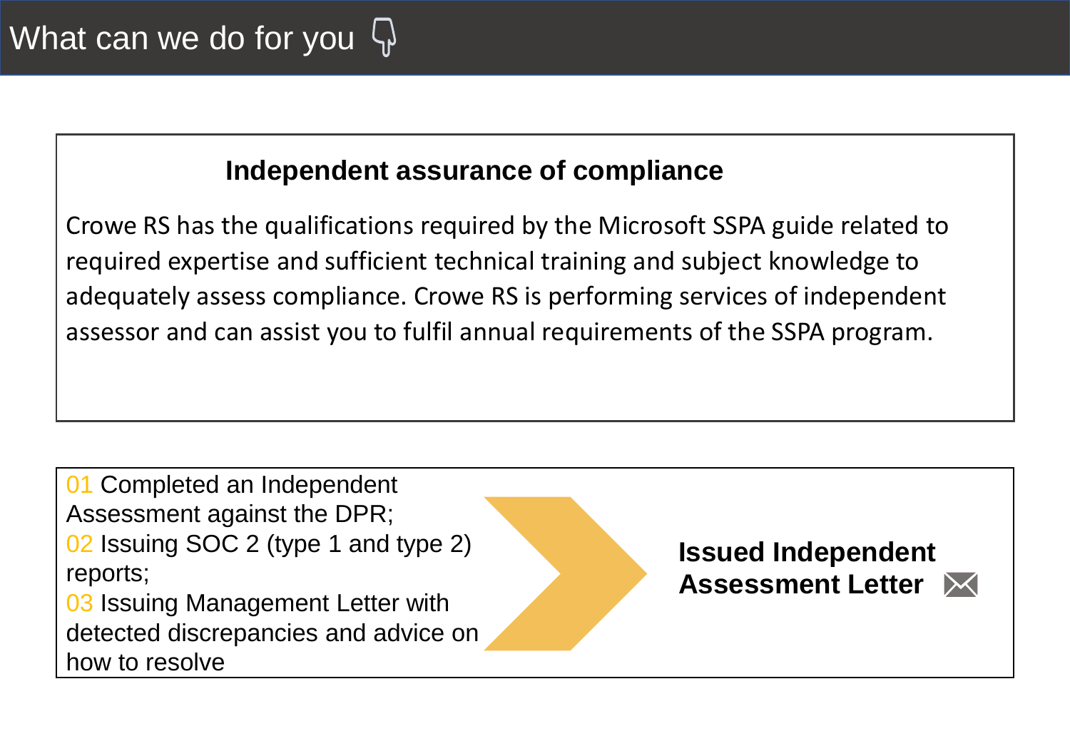# What can we do for you

## Independent assurance of compliance

Crowe RS has the qualifications required by the Microsoft SSPA guide related to required expertise and sufficient technical training and subject knowledge to adequately assess compliance. Crowe RS is performing services of independent assessor and can assist you to fulfil annual requirements of the SSPA program.

01 Completed an Independent Assessment against the DPR;
02 Issuing SOC 2 (type 1 and type 2) reports;
03 Issuing Management Letter with detected discrepancies and advice on how to resolve

**Issued Independent Assessment Letter**